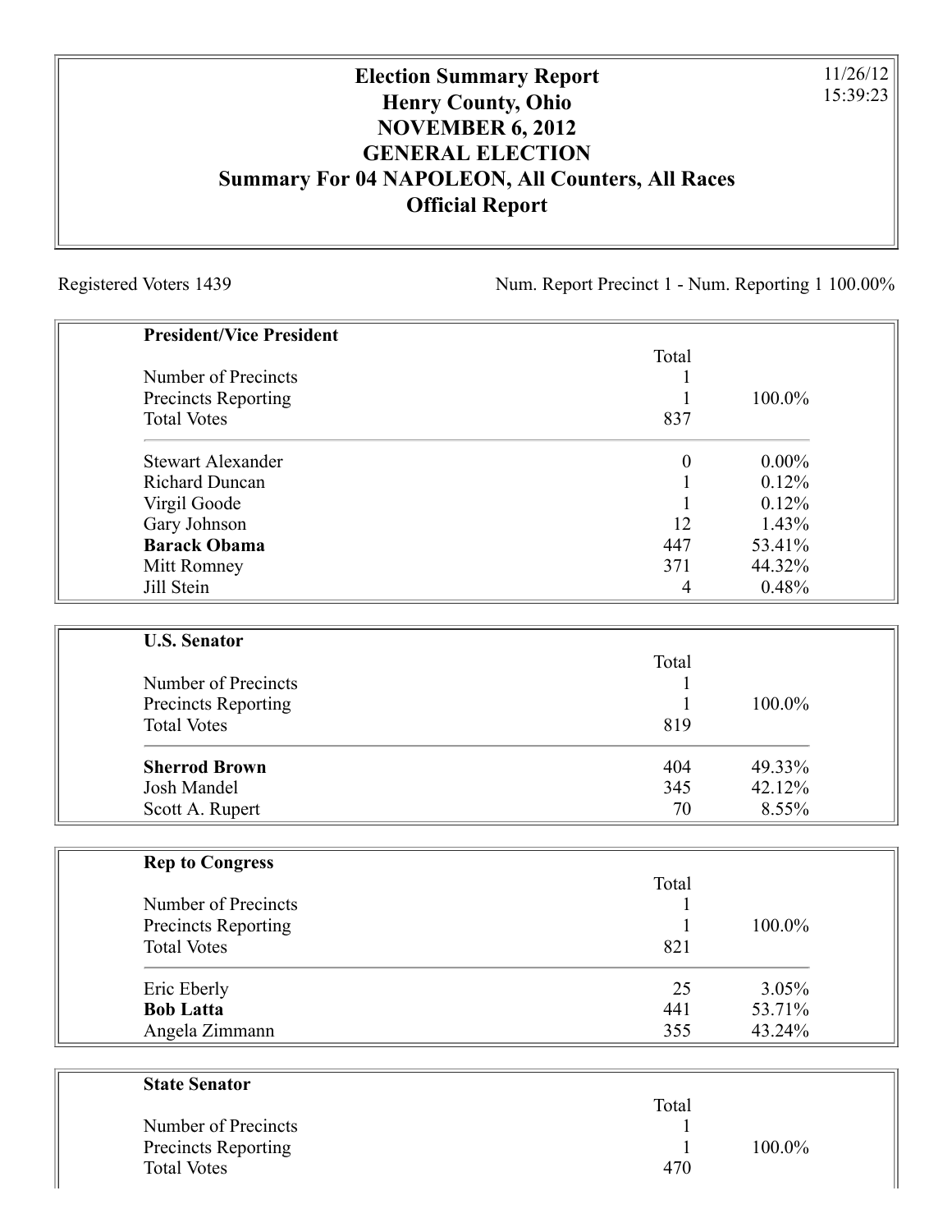# Election Summary Report
## Henry County, Ohio
## NOVEMBER 6, 2012
## GENERAL ELECTION
## Summary For 04 NAPOLEON, All Counters, All Races
## Official Report

11/26/12
15:39:23

Registered Voters 1439

Num. Report Precinct 1 - Num. Reporting 1 100.00%

| **President/Vice President** | Total | |
|---|---|---|
| Number of Precincts | 1 | |
| Precincts Reporting | 1 | 100.0% |
| Total Votes | 837 | |
| Stewart Alexander | 0 | 0.00% |
| Richard Duncan | 1 | 0.12% |
| Virgil Goode | 1 | 0.12% |
| Gary Johnson | 12 | 1.43% |
| **Barack Obama** | 447 | 53.41% |
| Mitt Romney | 371 | 44.32% |
| Jill Stein | 4 | 0.48% |

| **U.S. Senator** | Total | |
|---|---|---|
| Number of Precincts | 1 | |
| Precincts Reporting | 1 | 100.0% |
| Total Votes | 819 | |
| **Sherrod Brown** | 404 | 49.33% |
| Josh Mandel | 345 | 42.12% |
| Scott A. Rupert | 70 | 8.55% |

| **Rep to Congress** | Total | |
|---|---|---|
| Number of Precincts | 1 | |
| Precincts Reporting | 1 | 100.0% |
| Total Votes | 821 | |
| Eric Eberly | 25 | 3.05% |
| **Bob Latta** | 441 | 53.71% |
| Angela Zimmann | 355 | 43.24% |

| **State Senator** | Total | |
|---|---|---|
| Number of Precincts | 1 | |
| Precincts Reporting | 1 | 100.0% |
| Total Votes | 470 | |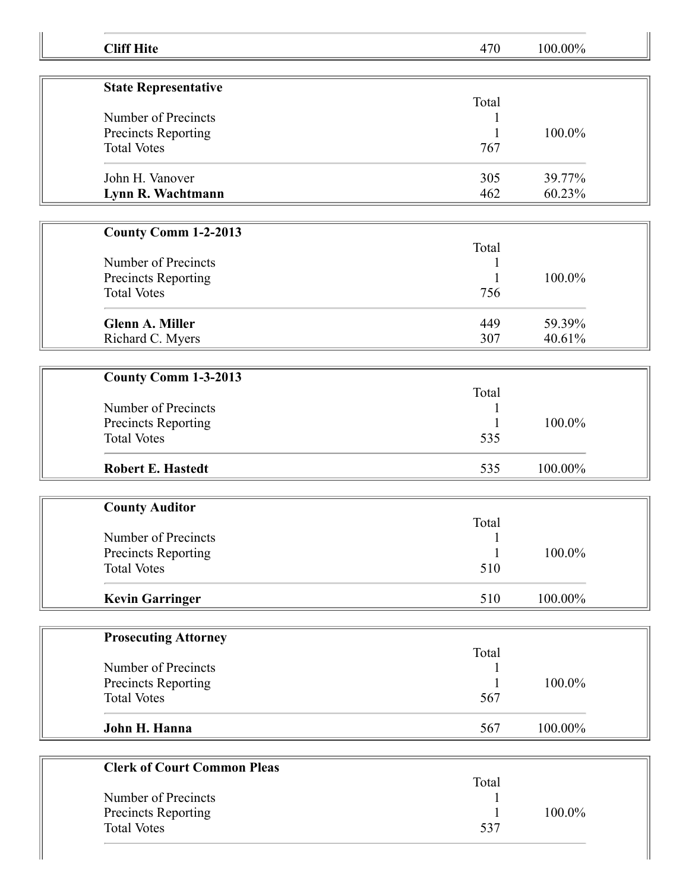| | | |
|---|---|---|
| **Cliff Hite** | 470 | 100.00% |

**State Representative**

| | Total | |
|---|---|---|
| Number of Precincts | 1 | |
| Precincts Reporting | 1 | 100.0% |
| Total Votes | 767 | |
| John H. Vanover | 305 | 39.77% |
| **Lynn R. Wachtmann** | 462 | 60.23% |

**County Comm 1-2-2013**

| | Total | |
|---|---|---|
| Number of Precincts | 1 | |
| Precincts Reporting | 1 | 100.0% |
| Total Votes | 756 | |
| **Glenn A. Miller** | 449 | 59.39% |
| Richard C. Myers | 307 | 40.61% |

**County Comm 1-3-2013**

| | Total | |
|---|---|---|
| Number of Precincts | 1 | |
| Precincts Reporting | 1 | 100.0% |
| Total Votes | 535 | |
| **Robert E. Hastedt** | 535 | 100.00% |

**County Auditor**

| | Total | |
|---|---|---|
| Number of Precincts | 1 | |
| Precincts Reporting | 1 | 100.0% |
| Total Votes | 510 | |
| **Kevin Garringer** | 510 | 100.00% |

**Prosecuting Attorney**

| | Total | |
|---|---|---|
| Number of Precincts | 1 | |
| Precincts Reporting | 1 | 100.0% |
| Total Votes | 567 | |
| **John H. Hanna** | 567 | 100.00% |

**Clerk of Court Common Pleas**

| | Total | |
|---|---|---|
| Number of Precincts | 1 | |
| Precincts Reporting | 1 | 100.0% |
| Total Votes | 537 | |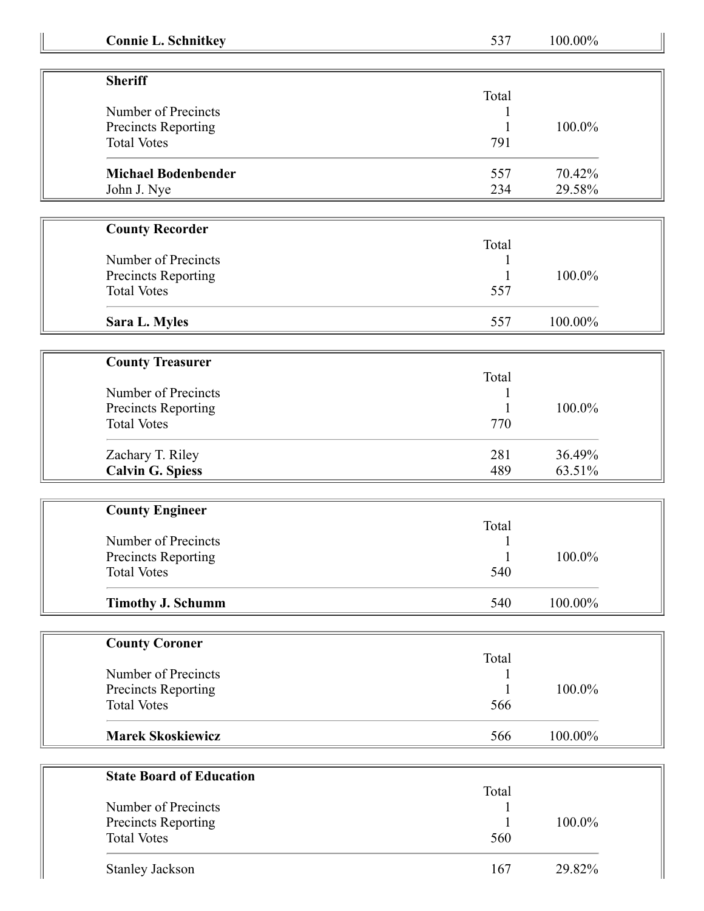| | | |
|---|---|---|
| **Connie L. Schnitkey** | 537 | 100.00% |

| **Sheriff** | Total | |
|---|---|---|
| Number of Precincts | 1 | |
| Precincts Reporting | 1 | 100.0% |
| Total Votes | 791 | |
| **Michael Bodenbender** | 557 | 70.42% |
| John J. Nye | 234 | 29.58% |

| **County Recorder** | Total | |
|---|---|---|
| Number of Precincts | 1 | |
| Precincts Reporting | 1 | 100.0% |
| Total Votes | 557 | |
| **Sara L. Myles** | 557 | 100.00% |

| **County Treasurer** | Total | |
|---|---|---|
| Number of Precincts | 1 | |
| Precincts Reporting | 1 | 100.0% |
| Total Votes | 770 | |
| Zachary T. Riley | 281 | 36.49% |
| **Calvin G. Spiess** | 489 | 63.51% |

| **County Engineer** | Total | |
|---|---|---|
| Number of Precincts | 1 | |
| Precincts Reporting | 1 | 100.0% |
| Total Votes | 540 | |
| **Timothy J. Schumm** | 540 | 100.00% |

| **County Coroner** | Total | |
|---|---|---|
| Number of Precincts | 1 | |
| Precincts Reporting | 1 | 100.0% |
| Total Votes | 566 | |
| **Marek Skoskiewicz** | 566 | 100.00% |

| **State Board of Education** | Total | |
|---|---|---|
| Number of Precincts | 1 | |
| Precincts Reporting | 1 | 100.0% |
| Total Votes | 560 | |
| Stanley Jackson | 167 | 29.82% |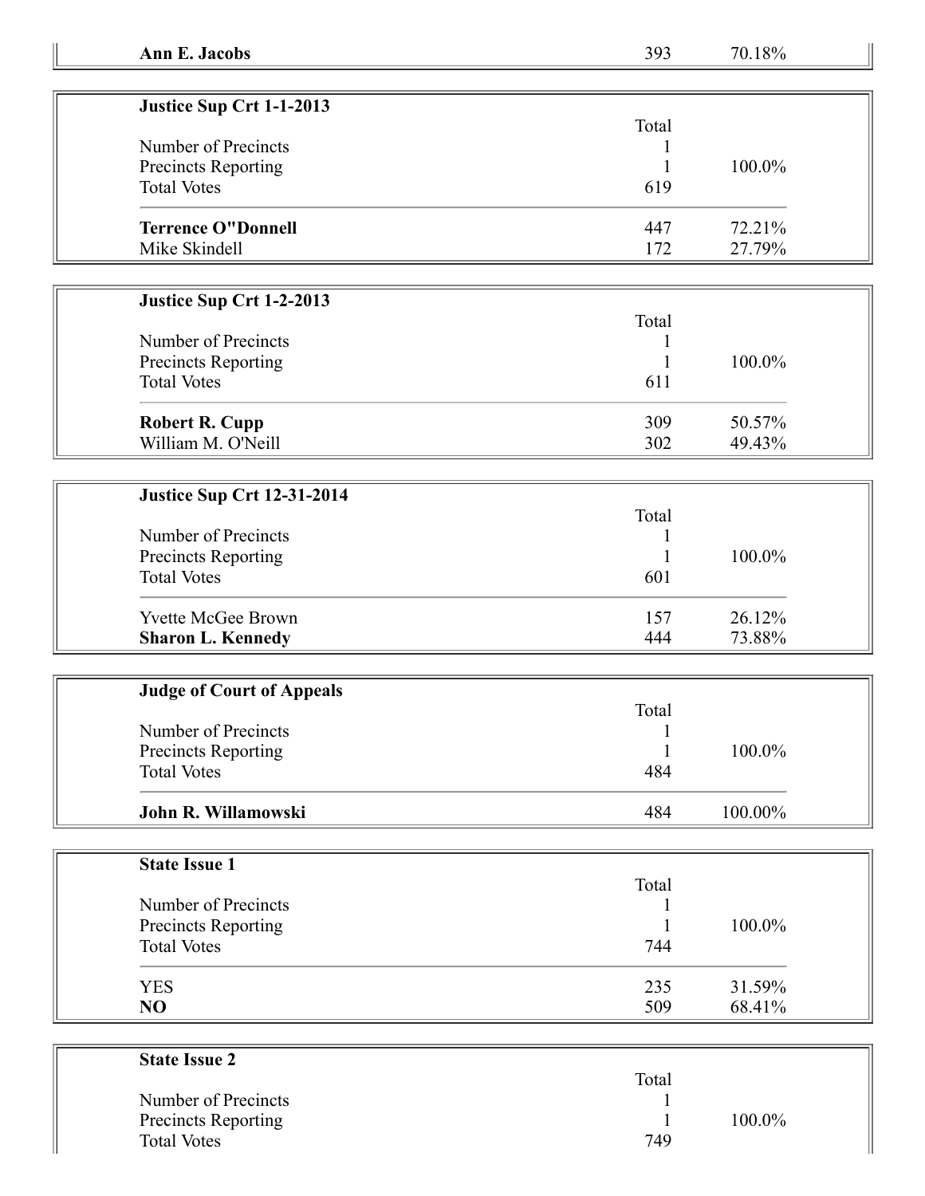| | | |
|---|---|---|
| **Ann E. Jacobs** | 393 | 70.18% |

| **Justice Sup Crt 1-1-2013** | | |
|---|---|---|
| | Total | |
| Number of Precincts | 1 | |
| Precincts Reporting | 1 | 100.0% |
| Total Votes | 619 | |
| **Terrence O"Donnell** | 447 | 72.21% |
| Mike Skindell | 172 | 27.79% |

| **Justice Sup Crt 1-2-2013** | | |
|---|---|---|
| | Total | |
| Number of Precincts | 1 | |
| Precincts Reporting | 1 | 100.0% |
| Total Votes | 611 | |
| **Robert R. Cupp** | 309 | 50.57% |
| William M. O'Neill | 302 | 49.43% |

| **Justice Sup Crt 12-31-2014** | | |
|---|---|---|
| | Total | |
| Number of Precincts | 1 | |
| Precincts Reporting | 1 | 100.0% |
| Total Votes | 601 | |
| Yvette McGee Brown | 157 | 26.12% |
| **Sharon L. Kennedy** | 444 | 73.88% |

| **Judge of Court of Appeals** | | |
|---|---|---|
| | Total | |
| Number of Precincts | 1 | |
| Precincts Reporting | 1 | 100.0% |
| Total Votes | 484 | |
| **John R. Willamowski** | 484 | 100.00% |

| **State Issue 1** | | |
|---|---|---|
| | Total | |
| Number of Precincts | 1 | |
| Precincts Reporting | 1 | 100.0% |
| Total Votes | 744 | |
| YES | 235 | 31.59% |
| **NO** | 509 | 68.41% |

| **State Issue 2** | | |
|---|---|---|
| | Total | |
| Number of Precincts | 1 | |
| Precincts Reporting | 1 | 100.0% |
| Total Votes | 749 | |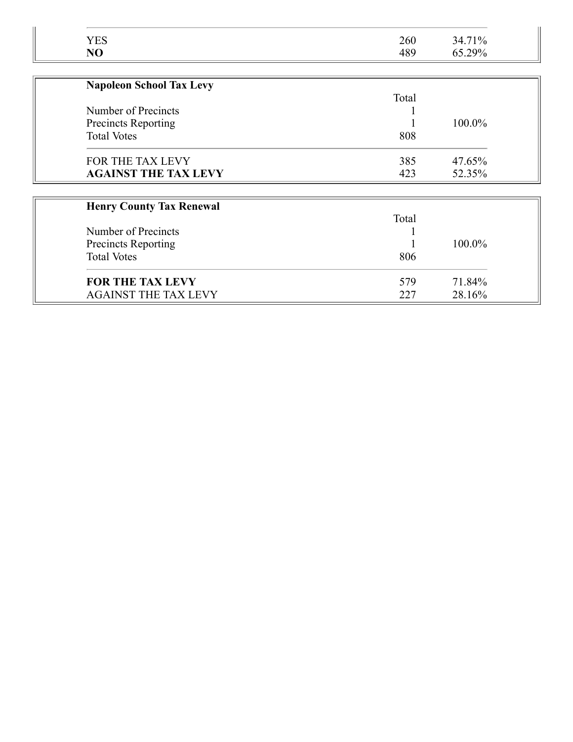| | | |
|---|---|---|
| YES | 260 | 34.71% |
| **NO** | 489 | 65.29% |

**Napoleon School Tax Levy**

| | Total | |
|---|---|---|
| Number of Precincts | 1 | |
| Precincts Reporting | 1 | 100.0% |
| Total Votes | 808 | |
| FOR THE TAX LEVY | 385 | 47.65% |
| **AGAINST THE TAX LEVY** | 423 | 52.35% |

**Henry County Tax Renewal**

| | Total | |
|---|---|---|
| Number of Precincts | 1 | |
| Precincts Reporting | 1 | 100.0% |
| Total Votes | 806 | |
| **FOR THE TAX LEVY** | 579 | 71.84% |
| AGAINST THE TAX LEVY | 227 | 28.16% |